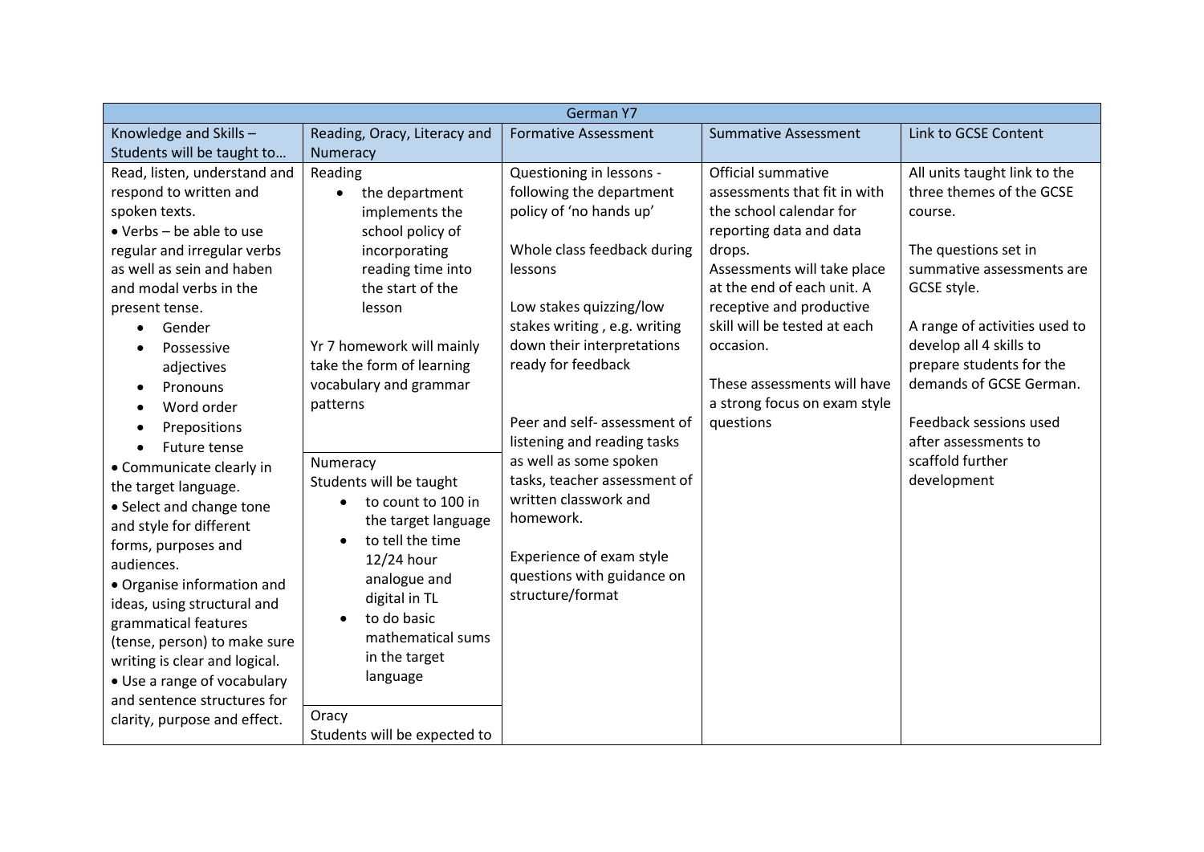| German Y7 | | | | |
|---|---|---|---|---|
| Knowledge and Skills – Students will be taught to… | Reading, Oracy, Literacy and Numeracy | Formative Assessment | Summative Assessment | Link to GCSE Content |
| Read, listen, understand and respond to written and spoken texts.<br>• Verbs – be able to use regular and irregular verbs as well as sein and haben and modal verbs in the present tense.<br>• Gender<br>• Possessive adjectives<br>• Pronouns<br>• Word order<br>• Prepositions<br>• Future tense<br>• Communicate clearly in the target language.<br>• Select and change tone and style for different forms, purposes and audiences.<br>• Organise information and ideas, using structural and grammatical features (tense, person) to make sure writing is clear and logical.<br>• Use a range of vocabulary and sentence structures for clarity, purpose and effect. | Reading<br>• the department implements the school policy of incorporating reading time into the start of the lesson<br><br>Yr 7 homework will mainly take the form of learning vocabulary and grammar patterns<br><br>Numeracy<br>Students will be taught<br>• to count to 100 in the target language<br>• to tell the time 12/24 hour analogue and digital in TL<br>• to do basic mathematical sums in the target language<br><br>Oracy<br>Students will be expected to | Questioning in lessons - following the department policy of 'no hands up'<br><br>Whole class feedback during lessons<br><br>Low stakes quizzing/low stakes writing , e.g. writing down their interpretations ready for feedback<br><br>Peer and self- assessment of listening and reading tasks as well as some spoken tasks, teacher assessment of written classwork and homework.<br><br>Experience of exam style questions with guidance on structure/format | Official summative assessments that fit in with the school calendar for reporting data and data drops.<br>Assessments will take place at the end of each unit. A receptive and productive skill will be tested at each occasion.<br><br>These assessments will have a strong focus on exam style questions | All units taught link to the three themes of the GCSE course.<br><br>The questions set in summative assessments are GCSE style.<br><br>A range of activities used to develop all 4 skills to prepare students for the demands of GCSE German.<br><br>Feedback sessions used after assessments to scaffold further development |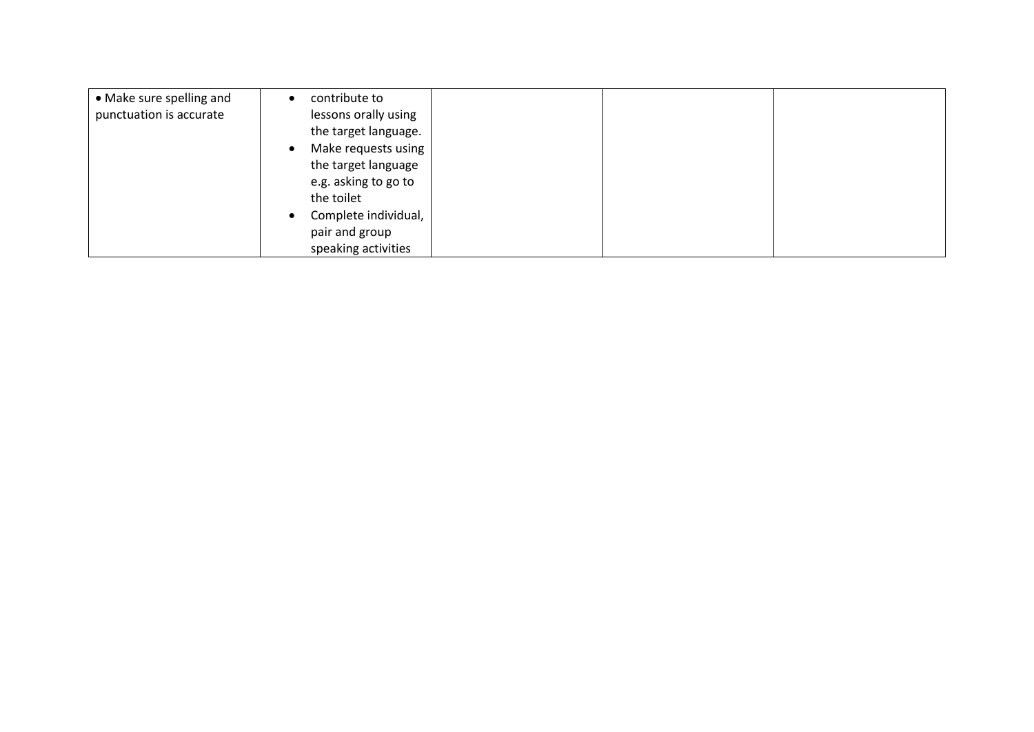| | | | | |
|---|---|---|---|---|
| • Make sure spelling and punctuation is accurate | • contribute to lessons orally using the target language.<br>• Make requests using the target language e.g. asking to go to the toilet<br>• Complete individual, pair and group speaking activities | | | |